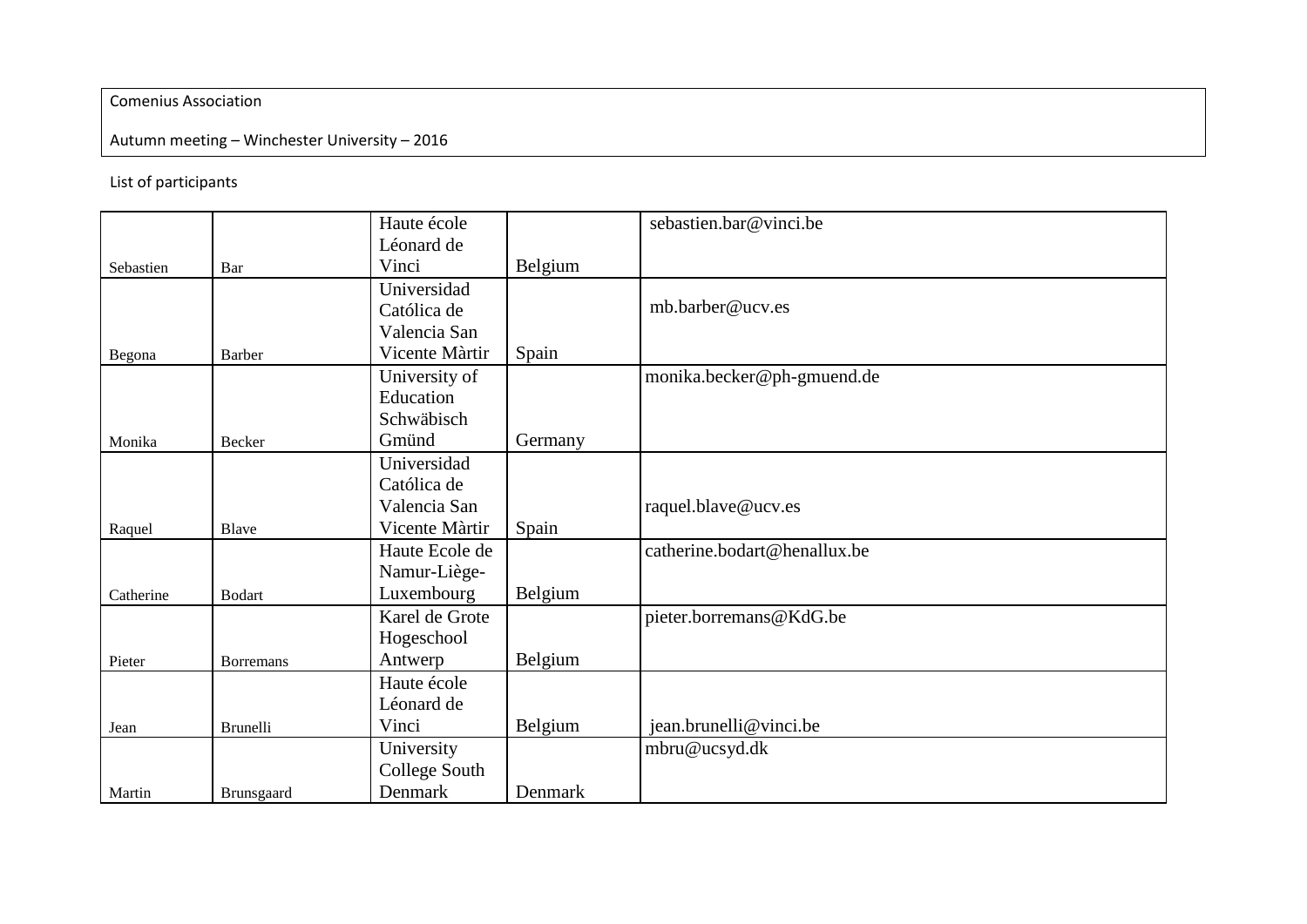Comenius Association

Autumn meeting – Winchester University – 2016

List of participants

| | | | | |
|---|---|---|---|---|
| Sebastien | Bar | Haute école Léonard de Vinci | Belgium | sebastien.bar@vinci.be |
| Begona | Barber | Universidad Católica de Valencia San Vicente Màrtir | Spain | mb.barber@ucv.es |
| Monika | Becker | University of Education Schwäbisch Gmünd | Germany | monika.becker@ph-gmuend.de |
| Raquel | Blave | Universidad Católica de Valencia San Vicente Màrtir | Spain | raquel.blave@ucv.es |
| Catherine | Bodart | Haute Ecole de Namur-Liège-Luxembourg | Belgium | catherine.bodart@henallux.be |
| Pieter | Borremans | Karel de Grote Hogeschool Antwerp | Belgium | pieter.borremans@KdG.be |
| Jean | Brunelli | Haute école Léonard de Vinci | Belgium | jean.brunelli@vinci.be |
| Martin | Brunsgaard | University College South Denmark | Denmark | mbru@ucsyd.dk |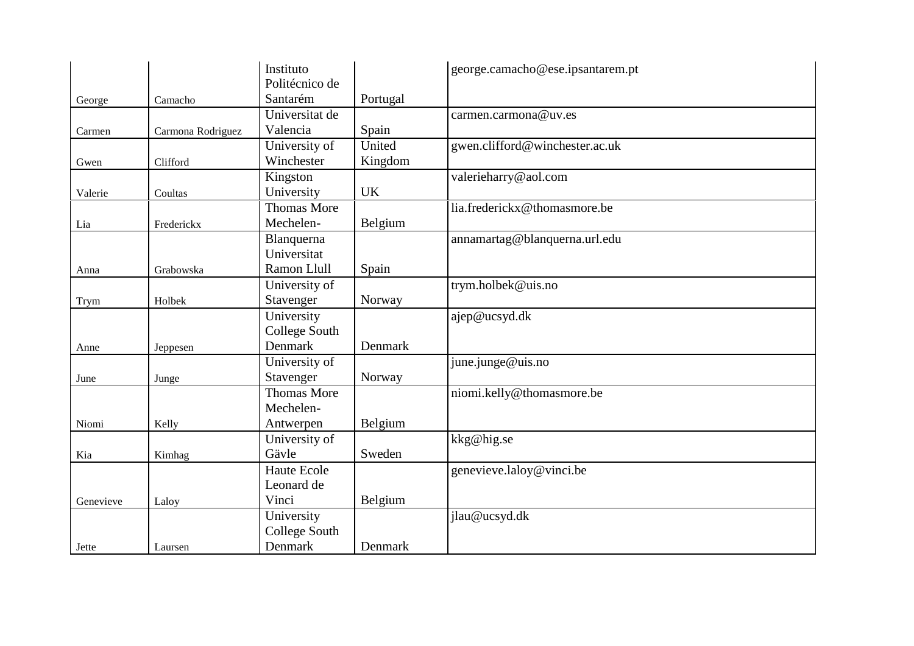| | | | | |
|---|---|---|---|---|
| George | Camacho | Instituto Politécnico de Santarém | Portugal | george.camacho@ese.ipsantarem.pt |
| Carmen | Carmona Rodriguez | Universitat de Valencia | Spain | carmen.carmona@uv.es |
| Gwen | Clifford | University of Winchester | United Kingdom | gwen.clifford@winchester.ac.uk |
| Valerie | Coultas | Kingston University | UK | valerieharry@aol.com |
| Lia | Frederickx | Thomas More Mechelen- | Belgium | lia.frederickx@thomasmore.be |
| Anna | Grabowska | Blanquerna Universitat Ramon Llull | Spain | annamartag@blanquerna.url.edu |
| Trym | Holbek | University of Stavenger | Norway | trym.holbek@uis.no |
| Anne | Jeppesen | University College South Denmark | Denmark | ajep@ucsyd.dk |
| June | Junge | University of Stavenger | Norway | june.junge@uis.no |
| Niomi | Kelly | Thomas More Mechelen-Antwerpen | Belgium | niomi.kelly@thomasmore.be |
| Kia | Kimhag | University of Gävle | Sweden | kkg@hig.se |
| Genevieve | Laloy | Haute Ecole Leonard de Vinci | Belgium | genevieve.laloy@vinci.be |
| Jette | Laursen | University College South Denmark | Denmark | jlau@ucsyd.dk |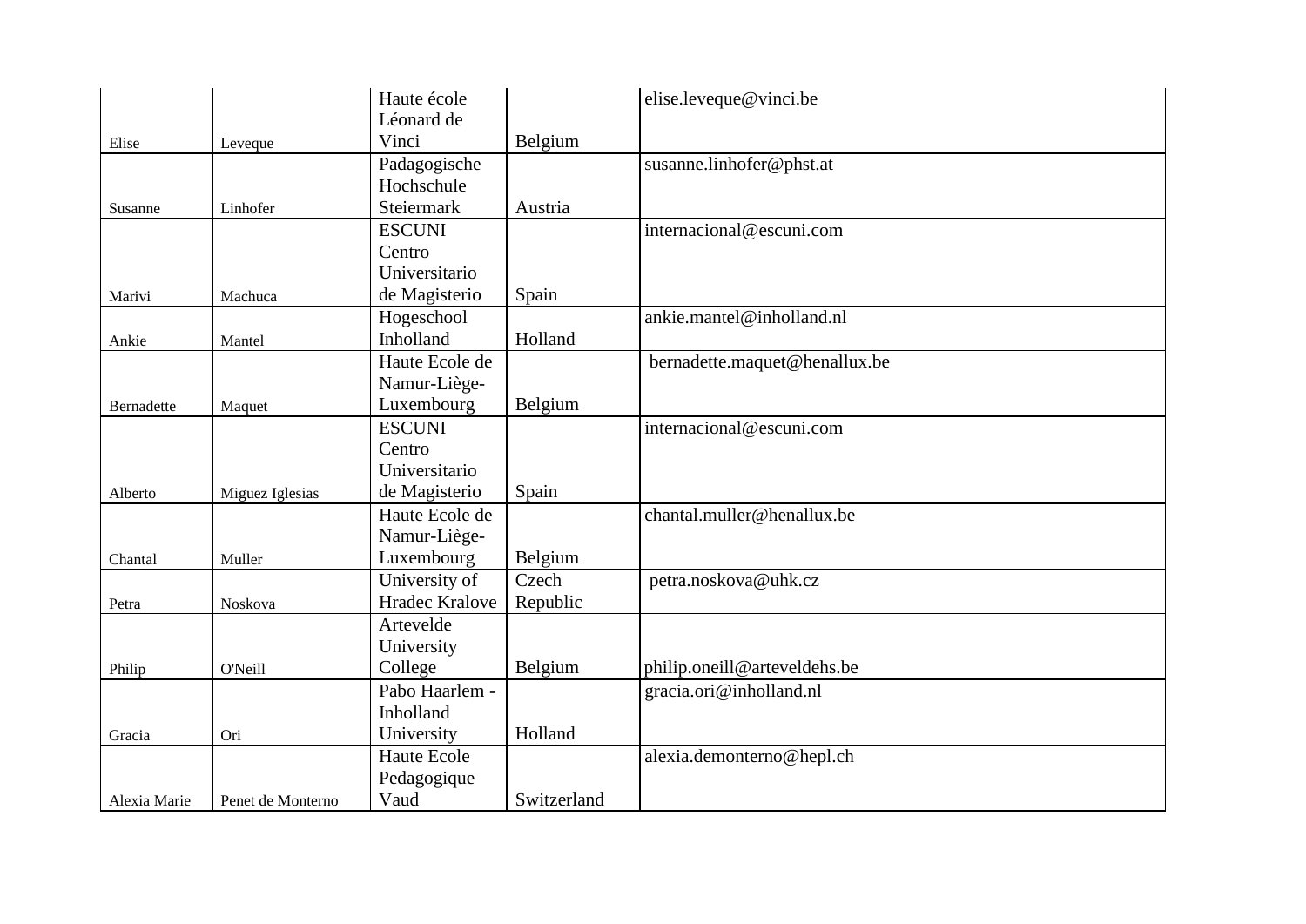| | | | | |
|---|---|---|---|---|
| Elise | Leveque | Haute école Léonard de Vinci | Belgium | elise.leveque@vinci.be |
| Susanne | Linhofer | Padagogische Hochschule Steiermark | Austria | susanne.linhofer@phst.at |
| Marivi | Machuca | ESCUNI Centro Universitario de Magisterio | Spain | internacional@escuni.com |
| Ankie | Mantel | Hogeschool Inholland | Holland | ankie.mantel@inholland.nl |
| Bernadette | Maquet | Haute Ecole de Namur-Liège-Luxembourg | Belgium | bernadette.maquet@henallux.be |
| Alberto | Miguez Iglesias | ESCUNI Centro Universitario de Magisterio | Spain | internacional@escuni.com |
| Chantal | Muller | Haute Ecole de Namur-Liège-Luxembourg | Belgium | chantal.muller@henallux.be |
| Petra | Noskova | University of Hradec Kralove | Czech Republic | petra.noskova@uhk.cz |
| Philip | O'Neill | Artevelde University College | Belgium | philip.oneill@arteveldehs.be |
| Gracia | Ori | Pabo Haarlem - Inholland University | Holland | gracia.ori@inholland.nl |
| Alexia Marie | Penet de Monterno | Haute Ecole Pedagogique Vaud | Switzerland | alexia.demonterno@hepl.ch |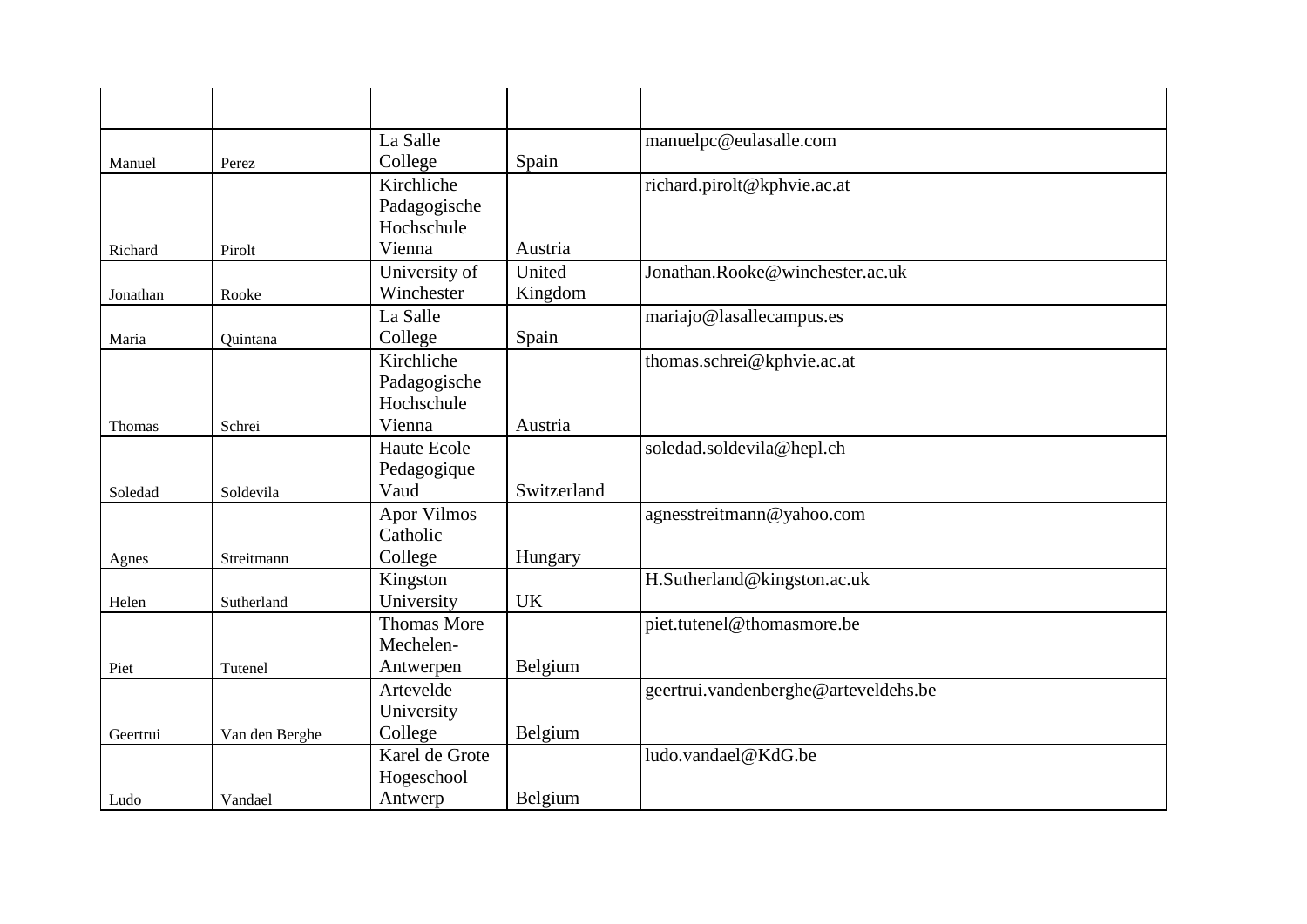| | | | | |
|---|---|---|---|---|
| Manuel | Perez | La Salle College | Spain | manuelpc@eulasalle.com |
| Richard | Pirolt | Kirchliche Padagogische Hochschule Vienna | Austria | richard.pirolt@kphvie.ac.at |
| Jonathan | Rooke | University of Winchester | United Kingdom | Jonathan.Rooke@winchester.ac.uk |
| Maria | Quintana | La Salle College | Spain | mariajo@lasallecampus.es |
| Thomas | Schrei | Kirchliche Padagogische Hochschule Vienna | Austria | thomas.schrei@kphvie.ac.at |
| Soledad | Soldevila | Haute Ecole Pedagogique Vaud | Switzerland | soledad.soldevila@hepl.ch |
| Agnes | Streitmann | Apor Vilmos Catholic College | Hungary | agnesstreitmann@yahoo.com |
| Helen | Sutherland | Kingston University | UK | H.Sutherland@kingston.ac.uk |
| Piet | Tutenel | Thomas More Mechelen-Antwerpen | Belgium | piet.tutenel@thomasmore.be |
| Geertrui | Van den Berghe | Artevelde University College | Belgium | geertrui.vandenberghe@arteveldehs.be |
| Ludo | Vandael | Karel de Grote Hogeschool Antwerp | Belgium | ludo.vandael@KdG.be |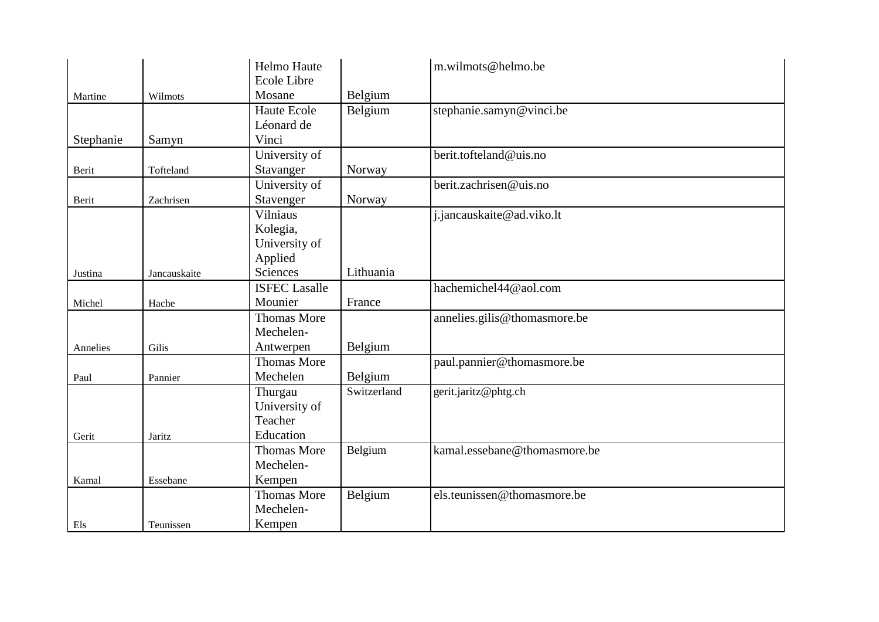| | | | | |
|---|---|---|---|---|
| Martine | Wilmots | Helmo Haute Ecole Libre Mosane | Belgium | m.wilmots@helmo.be |
| Stephanie | Samyn | Haute Ecole Léonard de Vinci | Belgium | stephanie.samyn@vinci.be |
| Berit | Tofteland | University of Stavanger | Norway | berit.tofteland@uis.no |
| Berit | Zachrisen | University of Stavenger | Norway | berit.zachrisen@uis.no |
| Justina | Jancauskaite | Vilniaus Kolegia, University of Applied Sciences | Lithuania | j.jancauskaite@ad.viko.lt |
| Michel | Hache | ISFEC Lasalle Mounier | France | hachemichel44@aol.com |
| Annelies | Gilis | Thomas More Mechelen-Antwerpen | Belgium | annelies.gilis@thomasmore.be |
| Paul | Pannier | Thomas More Mechelen | Belgium | paul.pannier@thomasmore.be |
| Gerit | Jaritz | Thurgau University of Teacher Education | Switzerland | gerit.jaritz@phtg.ch |
| Kamal | Essebane | Thomas More Mechelen-Kempen | Belgium | kamal.essebane@thomasmore.be |
| Els | Teunissen | Thomas More Mechelen-Kempen | Belgium | els.teunissen@thomasmore.be |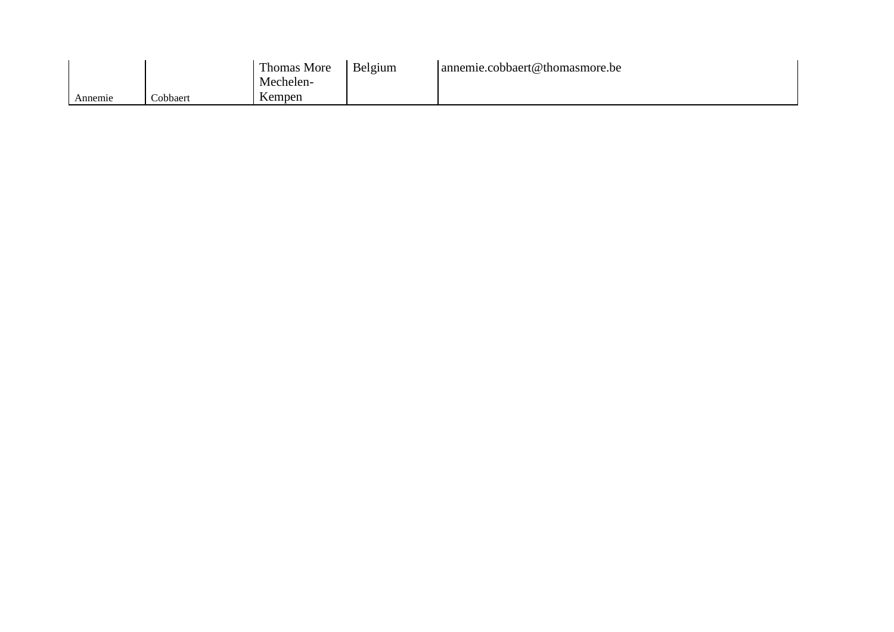| | | | | |
|---|---|---|---|---|
| Annemie | Cobbaert | Thomas More Mechelen-Kempen | Belgium | annemie.cobbaert@thomasmore.be |